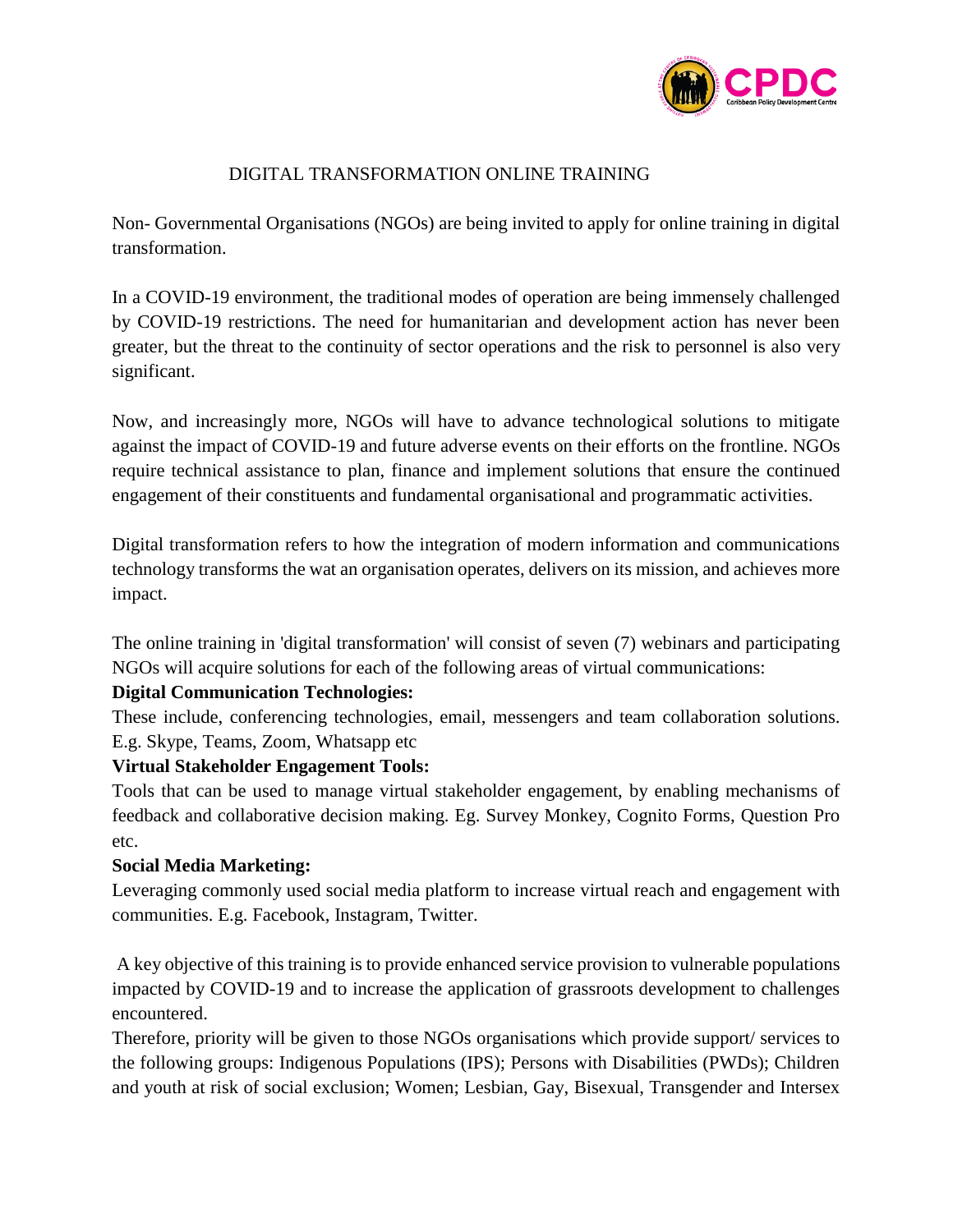# DIGITAL TRANSFORMATION ONLINE TRAINING

Non- Governmental Organisations (NGOs) are being invited to apply for online training in digital transformation.

In a COVID-19 environment, the traditional modes of operation are being immensely challenged by COVID-19 restrictions. The need for humanitarian and development action has never been greater, but the threat to the continuity of sector operations and the risk to personnel is also very significant.

Now, and increasingly more, NGOs will have to advance technological solutions to mitigate against the impact of COVID-19 and future adverse events on their efforts on the frontline. NGOs require technical assistance to plan, finance and implement solutions that ensure the continued engagement of their constituents and fundamental organisational and programmatic activities.

Digital transformation refers to how the integration of modern information and communications technology transforms the wat an organisation operates, delivers on its mission, and achieves more impact.

The online training in 'digital transformation' will consist of seven (7) webinars and participating NGOs will acquire solutions for each of the following areas of virtual communications:

**Digital Communication Technologies:**

These include, conferencing technologies, email, messengers and team collaboration solutions. E.g. Skype, Teams, Zoom, Whatsapp etc

**Virtual Stakeholder Engagement Tools:**

Tools that can be used to manage virtual stakeholder engagement, by enabling mechanisms of feedback and collaborative decision making. Eg. Survey Monkey, Cognito Forms, Question Pro etc.

**Social Media Marketing:**

Leveraging commonly used social media platform to increase virtual reach and engagement with communities. E.g. Facebook, Instagram, Twitter.

A key objective of this training is to provide enhanced service provision to vulnerable populations impacted by COVID-19 and to increase the application of grassroots development to challenges encountered.

Therefore, priority will be given to those NGOs organisations which provide support/ services to the following groups: Indigenous Populations (IPS); Persons with Disabilities (PWDs); Children and youth at risk of social exclusion; Women; Lesbian, Gay, Bisexual, Transgender and Intersex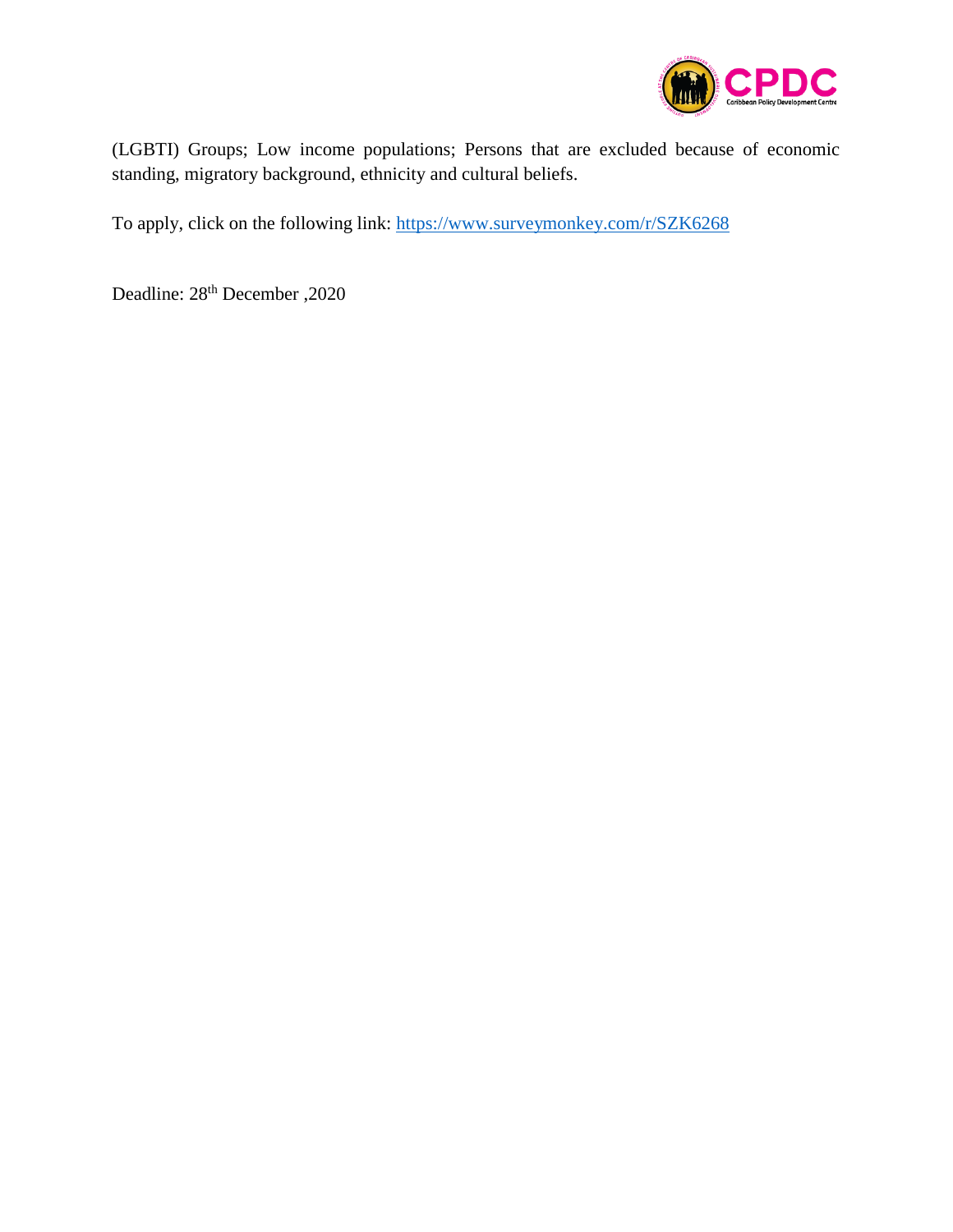(LGBTI) Groups; Low income populations; Persons that are excluded because of economic standing, migratory background, ethnicity and cultural beliefs.

To apply, click on the following link: https://www.surveymonkey.com/r/SZK6268

Deadline: 28th December ,2020